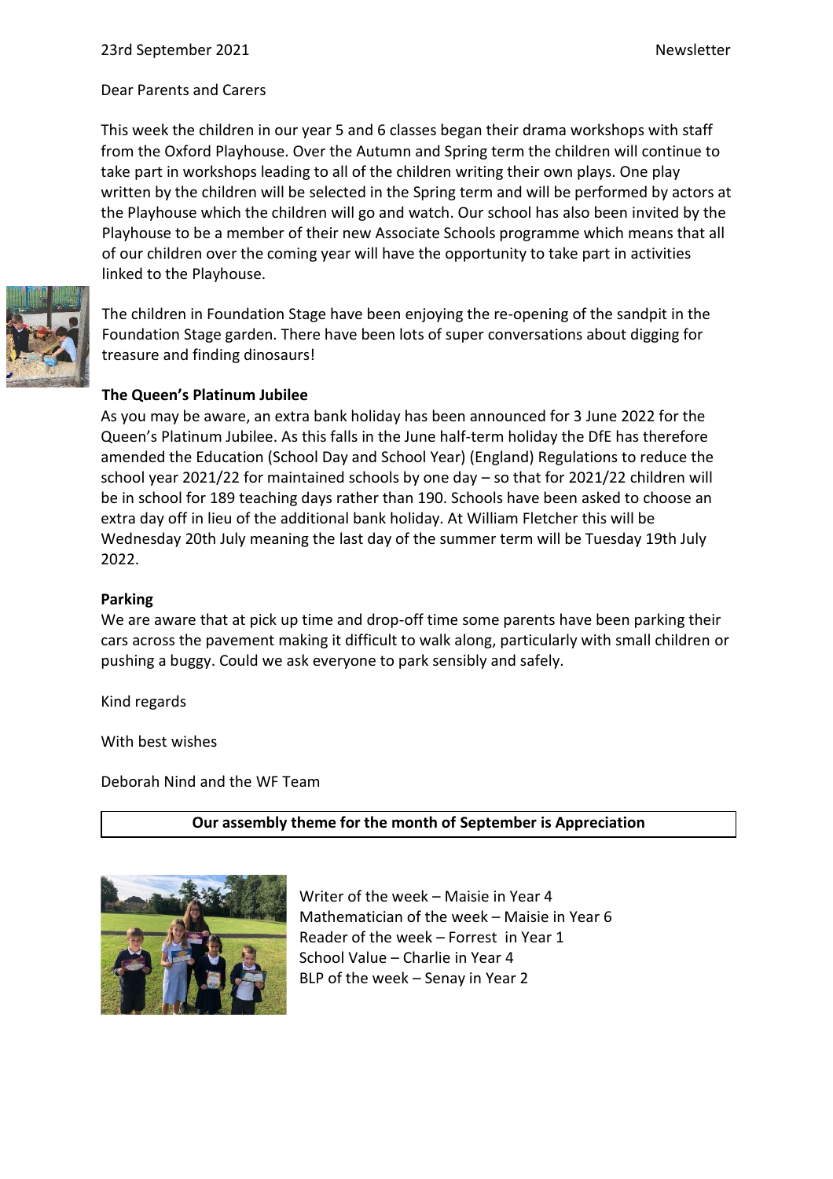23rd September 2021 Newsletter

Dear Parents and Carers

This week the children in our year 5 and 6 classes began their drama workshops with staff from the Oxford Playhouse. Over the Autumn and Spring term the children will continue to take part in workshops leading to all of the children writing their own plays. One play written by the children will be selected in the Spring term and will be performed by actors at the Playhouse which the children will go and watch. Our school has also been invited by the Playhouse to be a member of their new Associate Schools programme which means that all of our children over the coming year will have the opportunity to take part in activities linked to the Playhouse.

The children in Foundation Stage have been enjoying the re-opening of the sandpit in the Foundation Stage garden. There have been lots of super conversations about digging for treasure and finding dinosaurs!

**The Queen's Platinum Jubilee**

As you may be aware, an extra bank holiday has been announced for 3 June 2022 for the Queen's Platinum Jubilee. As this falls in the June half-term holiday the DfE has therefore amended the Education (School Day and School Year) (England) Regulations to reduce the school year 2021/22 for maintained schools by one day – so that for 2021/22 children will be in school for 189 teaching days rather than 190. Schools have been asked to choose an extra day off in lieu of the additional bank holiday. At William Fletcher this will be Wednesday 20th July meaning the last day of the summer term will be Tuesday 19th July 2022.

**Parking**

We are aware that at pick up time and drop-off time some parents have been parking their cars across the pavement making it difficult to walk along, particularly with small children or pushing a buggy. Could we ask everyone to park sensibly and safely.

Kind regards

With best wishes

Deborah Nind and the WF Team

**Our assembly theme for the month of September is Appreciation**

Writer of the week – Maisie in Year 4
Mathematician of the week – Maisie in Year 6
Reader of the week – Forrest in Year 1
School Value – Charlie in Year 4
BLP of the week – Senay in Year 2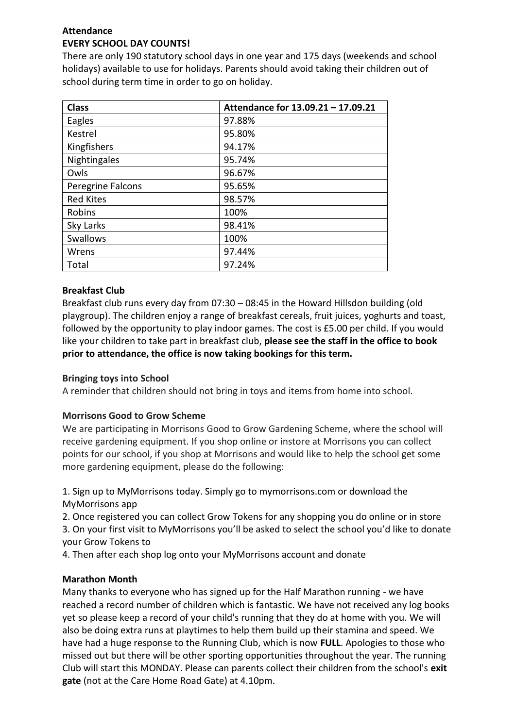**Attendance**

**EVERY SCHOOL DAY COUNTS!**

There are only 190 statutory school days in one year and 175 days (weekends and school holidays) available to use for holidays. Parents should avoid taking their children out of school during term time in order to go on holiday.

| Class | Attendance for 13.09.21 – 17.09.21 |
|---|---|
| Eagles | 97.88% |
| Kestrel | 95.80% |
| Kingfishers | 94.17% |
| Nightingales | 95.74% |
| Owls | 96.67% |
| Peregrine Falcons | 95.65% |
| Red Kites | 98.57% |
| Robins | 100% |
| Sky Larks | 98.41% |
| Swallows | 100% |
| Wrens | 97.44% |
| Total | 97.24% |

**Breakfast Club**

Breakfast club runs every day from 07:30 – 08:45 in the Howard Hillsdon building (old playgroup). The children enjoy a range of breakfast cereals, fruit juices, yoghurts and toast, followed by the opportunity to play indoor games. The cost is £5.00 per child. If you would like your children to take part in breakfast club, **please see the staff in the office to book prior to attendance, the office is now taking bookings for this term.**

**Bringing toys into School**

A reminder that children should not bring in toys and items from home into school.

**Morrisons Good to Grow Scheme**

We are participating in Morrisons Good to Grow Gardening Scheme, where the school will receive gardening equipment. If you shop online or instore at Morrisons you can collect points for our school, if you shop at Morrisons and would like to help the school get some more gardening equipment, please do the following:

1. Sign up to MyMorrisons today. Simply go to mymorrisons.com or download the MyMorrisons app
2. Once registered you can collect Grow Tokens for any shopping you do online or in store
3. On your first visit to MyMorrisons you'll be asked to select the school you'd like to donate your Grow Tokens to
4. Then after each shop log onto your MyMorrisons account and donate

**Marathon Month**

Many thanks to everyone who has signed up for the Half Marathon running - we have reached a record number of children which is fantastic. We have not received any log books yet so please keep a record of your child's running that they do at home with you. We will also be doing extra runs at playtimes to help them build up their stamina and speed. We have had a huge response to the Running Club, which is now **FULL**. Apologies to those who missed out but there will be other sporting opportunities throughout the year. The running Club will start this MONDAY. Please can parents collect their children from the school's **exit gate** (not at the Care Home Road Gate) at 4.10pm.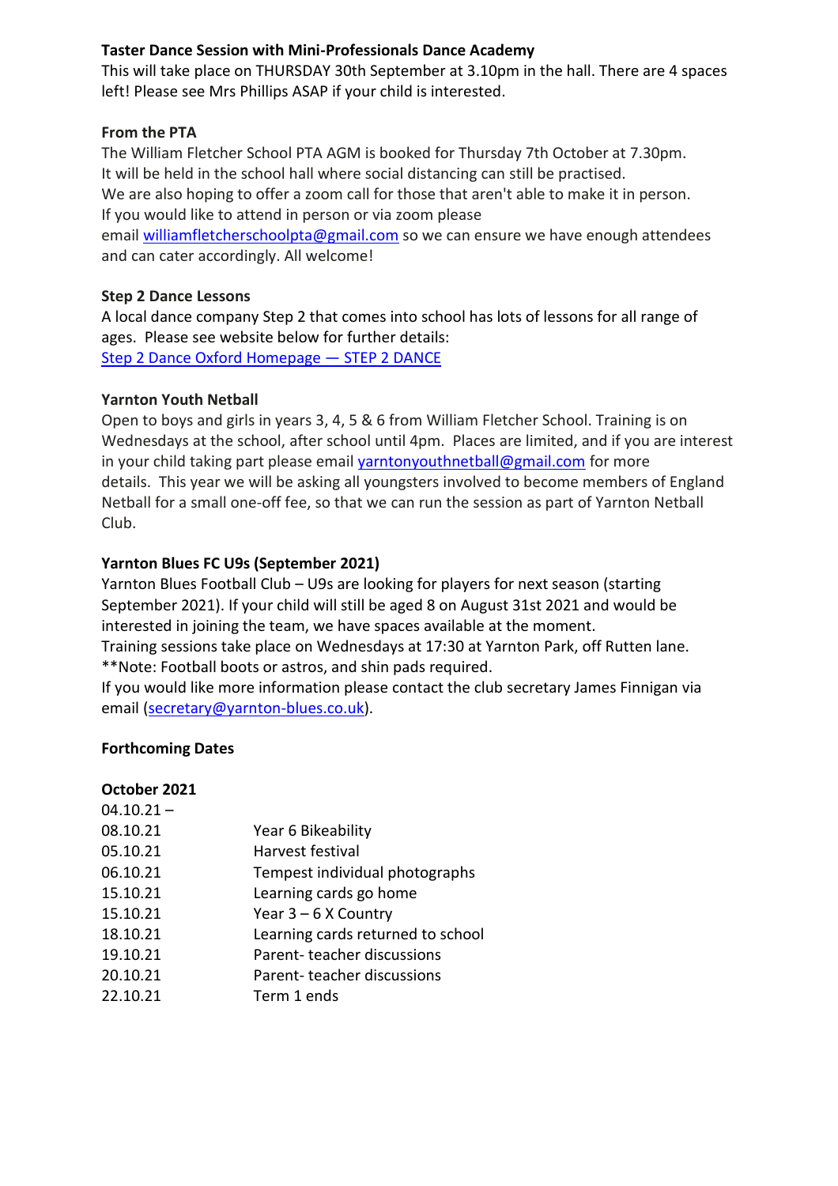**Taster Dance Session with Mini-Professionals Dance Academy**

This will take place on THURSDAY 30th September at 3.10pm in the hall. There are 4 spaces left! Please see Mrs Phillips ASAP if your child is interested.

**From the PTA**

The William Fletcher School PTA AGM is booked for Thursday 7th October at 7.30pm.
It will be held in the school hall where social distancing can still be practised.
We are also hoping to offer a zoom call for those that aren't able to make it in person.
If you would like to attend in person or via zoom please email williamfletcherschoolpta@gmail.com so we can ensure we have enough attendees and can cater accordingly. All welcome!

**Step 2 Dance Lessons**

A local dance company Step 2 that comes into school has lots of lessons for all range of ages. Please see website below for further details:
Step 2 Dance Oxford Homepage — STEP 2 DANCE

**Yarnton Youth Netball**

Open to boys and girls in years 3, 4, 5 & 6 from William Fletcher School. Training is on Wednesdays at the school, after school until 4pm. Places are limited, and if you are interest in your child taking part please email yarntonyouthnetball@gmail.com for more details. This year we will be asking all youngsters involved to become members of England Netball for a small one-off fee, so that we can run the session as part of Yarnton Netball Club.

**Yarnton Blues FC U9s (September 2021)**

Yarnton Blues Football Club – U9s are looking for players for next season (starting September 2021). If your child will still be aged 8 on August 31st 2021 and would be interested in joining the team, we have spaces available at the moment.
Training sessions take place on Wednesdays at 17:30 at Yarnton Park, off Rutten lane.
**Note: Football boots or astros, and shin pads required.
If you would like more information please contact the club secretary James Finnigan via email (secretary@yarnton-blues.co.uk).

**Forthcoming Dates**

**October 2021**

| Date | Event |
|---|---|
| 04.10.21 – 08.10.21 | Year 6 Bikeability |
| 05.10.21 | Harvest festival |
| 06.10.21 | Tempest individual photographs |
| 15.10.21 | Learning cards go home |
| 15.10.21 | Year 3 – 6 X Country |
| 18.10.21 | Learning cards returned to school |
| 19.10.21 | Parent- teacher discussions |
| 20.10.21 | Parent- teacher discussions |
| 22.10.21 | Term 1 ends |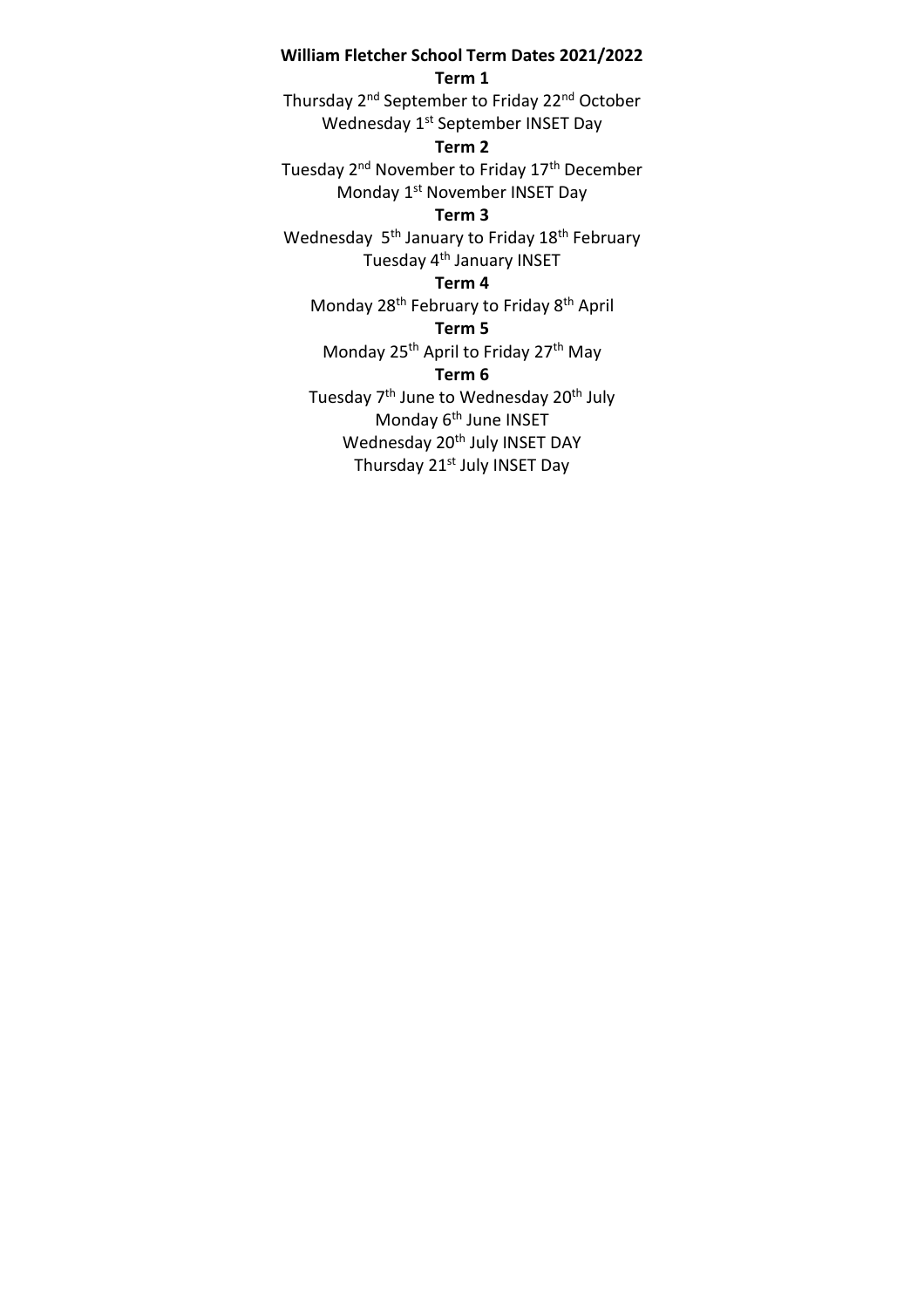**William Fletcher School Term Dates 2021/2022**

**Term 1**

Thursday 2nd September to Friday 22nd October

Wednesday 1st September INSET Day

**Term 2**

Tuesday 2nd November to Friday 17th December

Monday 1st November INSET Day

**Term 3**

Wednesday 5th January to Friday 18th February

Tuesday 4th January INSET

**Term 4**

Monday 28th February to Friday 8th April

**Term 5**

Monday 25th April to Friday 27th May

**Term 6**

Tuesday 7th June to Wednesday 20th July

Monday 6th June INSET

Wednesday 20th July INSET DAY

Thursday 21st July INSET Day